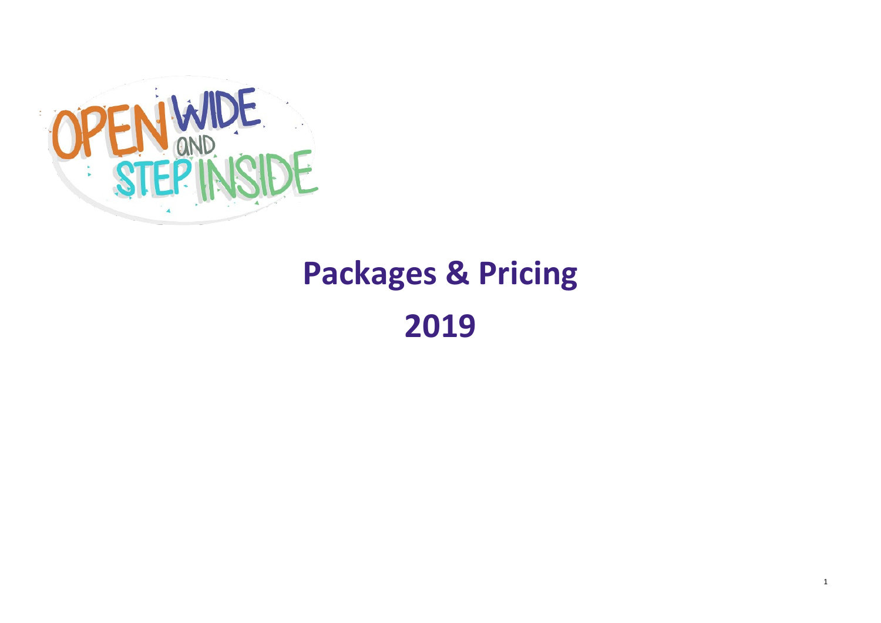OPEN WIDE AND STEP INSIDE

# Packages & Pricing

# 2019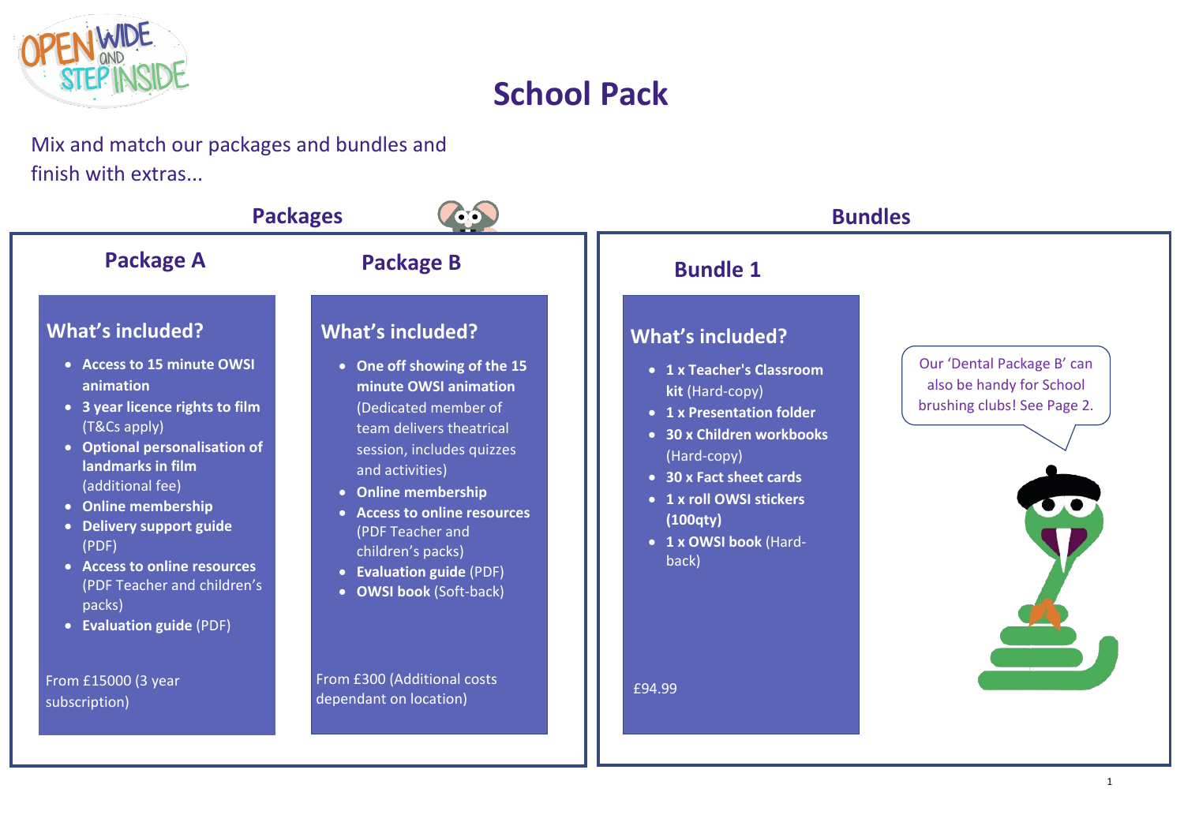# School Pack

Mix and match our packages and bundles and finish with extras...

## Packages

### Package A

#### What's included?

- **Access to 15 minute OWSI animation**
- **3 year licence rights to film** (T&Cs apply)
- **Optional personalisation of landmarks in film** (additional fee)
- **Online membership**
- **Delivery support guide** (PDF)
- **Access to online resources** (PDF Teacher and children's packs)
- **Evaluation guide** (PDF)

From £15000 (3 year subscription)

### Package B

#### What's included?

- **One off showing of the 15 minute OWSI animation** (Dedicated member of team delivers theatrical session, includes quizzes and activities)
- **Online membership**
- **Access to online resources** (PDF Teacher and children's packs)
- **Evaluation guide** (PDF)
- **OWSI book** (Soft-back)

From £300 (Additional costs dependant on location)

## Bundles

### Bundle 1

#### What's included?

- **1 x Teacher's Classroom kit** (Hard-copy)
- **1 x Presentation folder**
- **30 x Children workbooks** (Hard-copy)
- **30 x Fact sheet cards**
- **1 x roll OWSI stickers (100qty)**
- **1 x OWSI book** (Hard-back)

£94.99

Our 'Dental Package B' can also be handy for School brushing clubs! See Page 2.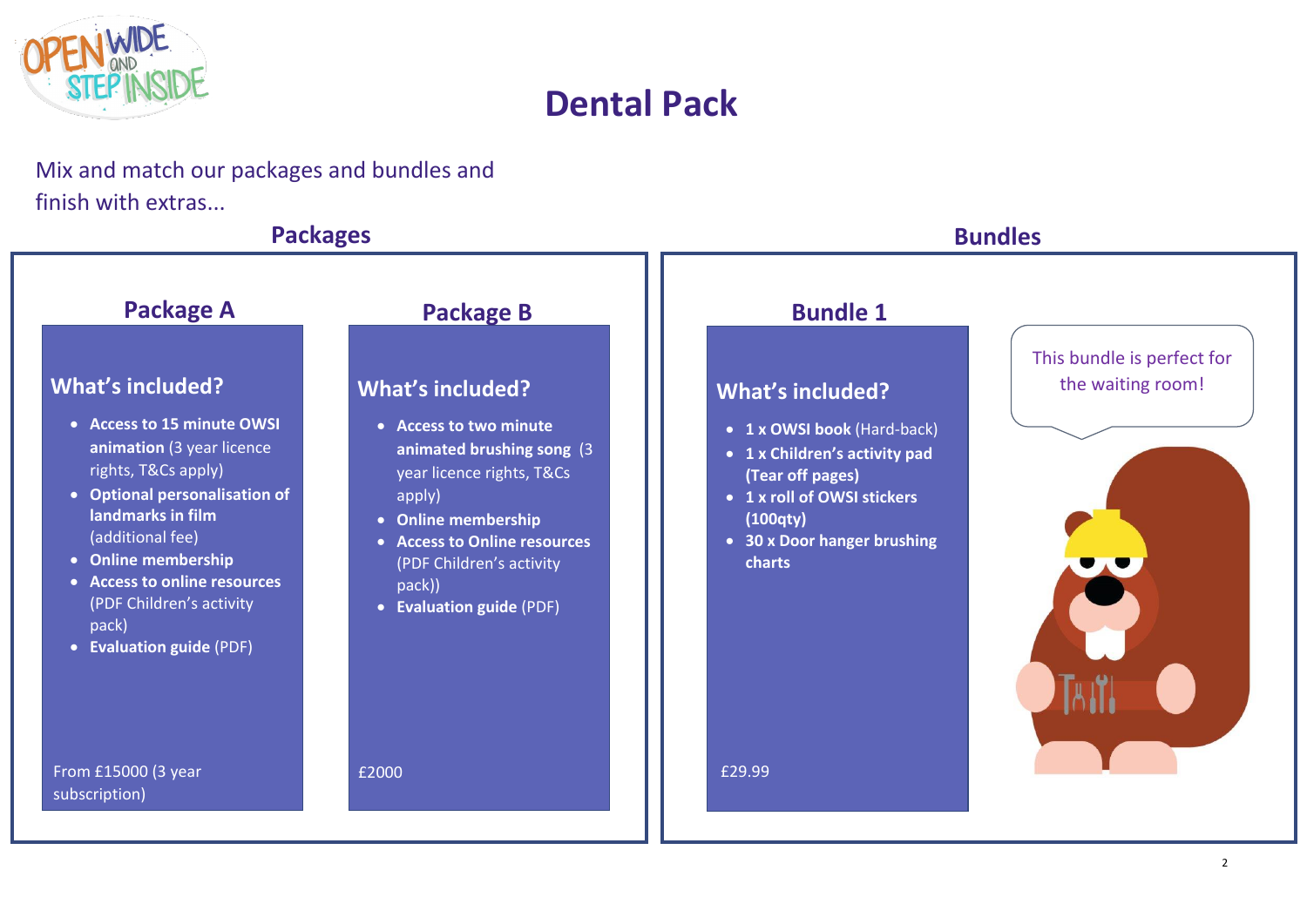# Dental Pack

Mix and match our packages and bundles and finish with extras...

## Packages

### Package A

**What's included?**

- **Access to 15 minute OWSI animation** (3 year licence rights, T&Cs apply)
- **Optional personalisation of landmarks in film** (additional fee)
- **Online membership**
- **Access to online resources** (PDF Children's activity pack)
- **Evaluation guide** (PDF)

From £15000 (3 year subscription)

### Package B

**What's included?**

- **Access to two minute animated brushing song** (3 year licence rights, T&Cs apply)
- **Online membership**
- **Access to Online resources** (PDF Children's activity pack))
- **Evaluation guide** (PDF)

£2000

## Bundles

### Bundle 1

**What's included?**

- **1 x OWSI book** (Hard-back)
- **1 x Children's activity pad (Tear off pages)**
- **1 x roll of OWSI stickers (100qty)**
- **30 x Door hanger brushing charts**

£29.99

This bundle is perfect for the waiting room!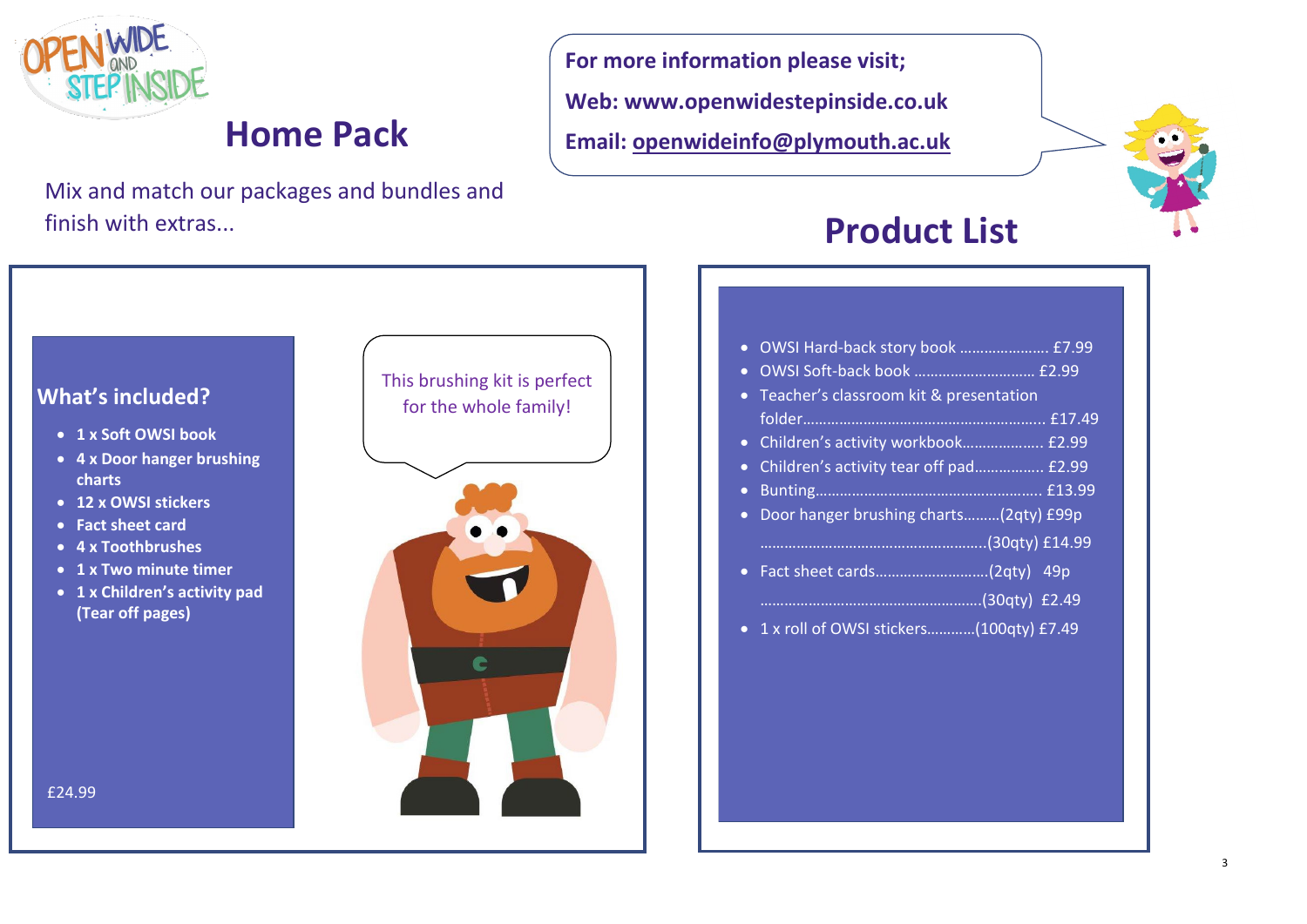# Home Pack

Mix and match our packages and bundles and finish with extras...

**For more information please visit;**

**Web: www.openwidestepinside.co.uk**

**Email: openwideinfo@plymouth.ac.uk**

## What's included?

- **1 x Soft OWSI book**
- **4 x Door hanger brushing charts**
- **12 x OWSI stickers**
- **Fact sheet card**
- **4 x Toothbrushes**
- **1 x Two minute timer**
- **1 x Children's activity pad (Tear off pages)**

£24.99

This brushing kit is perfect for the whole family!

# Product List

- OWSI Hard-back story book ...................... £7.99
- OWSI Soft-back book .............................. £2.99
- Teacher's classroom kit & presentation folder.......................................................... £17.49
- Children's activity workbook.................... £2.99
- Children's activity tear off pad................. £2.99
- Bunting....................................................... £13.99
- Door hanger brushing charts.........(2qty) £99p
  .......................................................(30qty) £14.99
- Fact sheet cards............................(2qty) 49p
  ......................................................(30qty) £2.49
- 1 x roll of OWSI stickers............(100qty) £7.49